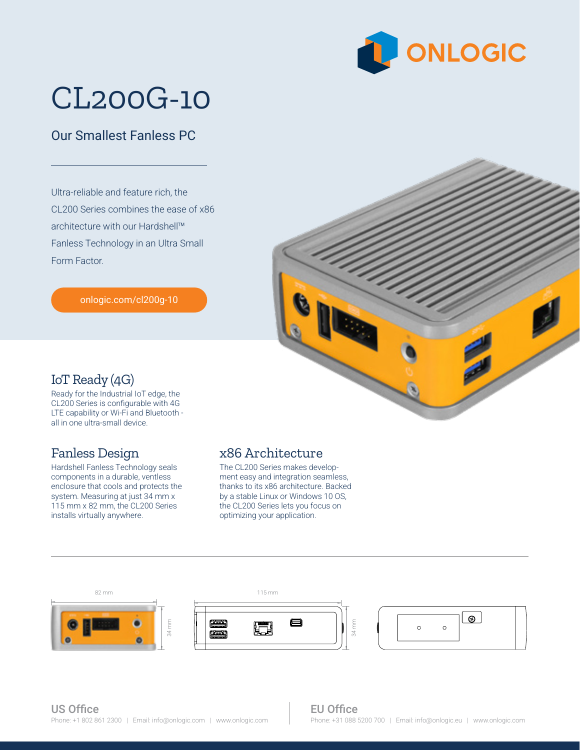# CL200G-10

## Our Smallest Fanless PC

Ultra-reliable and feature rich, the CL200 Series combines the ease of x86 architecture with our Hardshell™ Fanless Technology in an Ultra Small Form Factor.

onlogic.com/cl200g-10

### IoT Ready (4G)

Ready for the Industrial IoT edge, the CL200 Series is configurable with 4G LTE capability or Wi-Fi and Bluetooth - all in one ultra-small device.

### Fanless Design

Hardshell Fanless Technology seals components in a durable, ventless enclosure that cools and protects the system. Measuring at just 34 mm x 115 mm x 82 mm, the CL200 Series installs virtually anywhere.

### x86 Architecture

The CL200 Series makes development easy and integration seamless, thanks to its x86 architecture. Backed by a stable Linux or Windows 10 OS, the CL200 Series lets you focus on optimizing your application.

82 mm

34 mm

115 mm

34 mm

**US Office**
Phone: +1 802 861 2300 | Email: info@onlogic.com | www.onlogic.com

**EU Office**
Phone: +31 088 5200 700 | Email: info@onlogic.eu | www.onlogic.com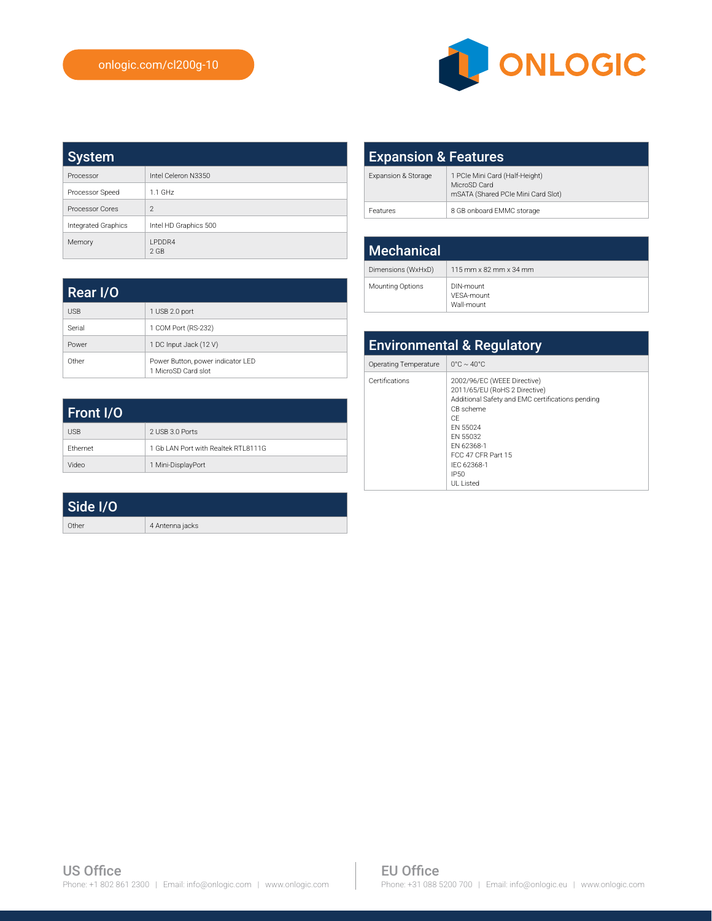onlogic.com/cl200g-10

## System

| Processor | Intel Celeron N3350 |
|---|---|
| Processor Speed | 1.1 GHz |
| Processor Cores | 2 |
| Integrated Graphics | Intel HD Graphics 500 |
| Memory | LPDDR4<br>2 GB |

## Rear I/O

| USB | 1 USB 2.0 port |
|---|---|
| Serial | 1 COM Port (RS-232) |
| Power | 1 DC Input Jack (12 V) |
| Other | Power Button, power indicator LED<br>1 MicroSD Card slot |

## Front I/O

| USB | 2 USB 3.0 Ports |
|---|---|
| Ethernet | 1 Gb LAN Port with Realtek RTL8111G |
| Video | 1 Mini-DisplayPort |

## Side I/O

| Other | 4 Antenna jacks |
|---|---|

## Expansion & Features

| Expansion & Storage | 1 PCIe Mini Card (Half-Height)<br>MicroSD Card<br>mSATA (Shared PCIe Mini Card Slot) |
|---|---|
| Features | 8 GB onboard EMMC storage |

## Mechanical

| Dimensions (WxHxD) | 115 mm x 82 mm x 34 mm |
|---|---|
| Mounting Options | DIN-mount<br>VESA-mount<br>Wall-mount |

## Environmental & Regulatory

| Operating Temperature | 0°C ~ 40°C |
|---|---|
| Certifications | 2002/96/EC (WEEE Directive)<br>2011/65/EU (RoHS 2 Directive)<br>Additional Safety and EMC certifications pending<br>CB scheme<br>CE<br>EN 55024<br>EN 55032<br>EN 62368-1<br>FCC 47 CFR Part 15<br>IEC 62368-1<br>IP50<br>UL Listed |

**US Office**
Phone: +1 802 861 2300 | Email: info@onlogic.com | www.onlogic.com

**EU Office**
Phone: +31 088 5200 700 | Email: info@onlogic.eu | www.onlogic.com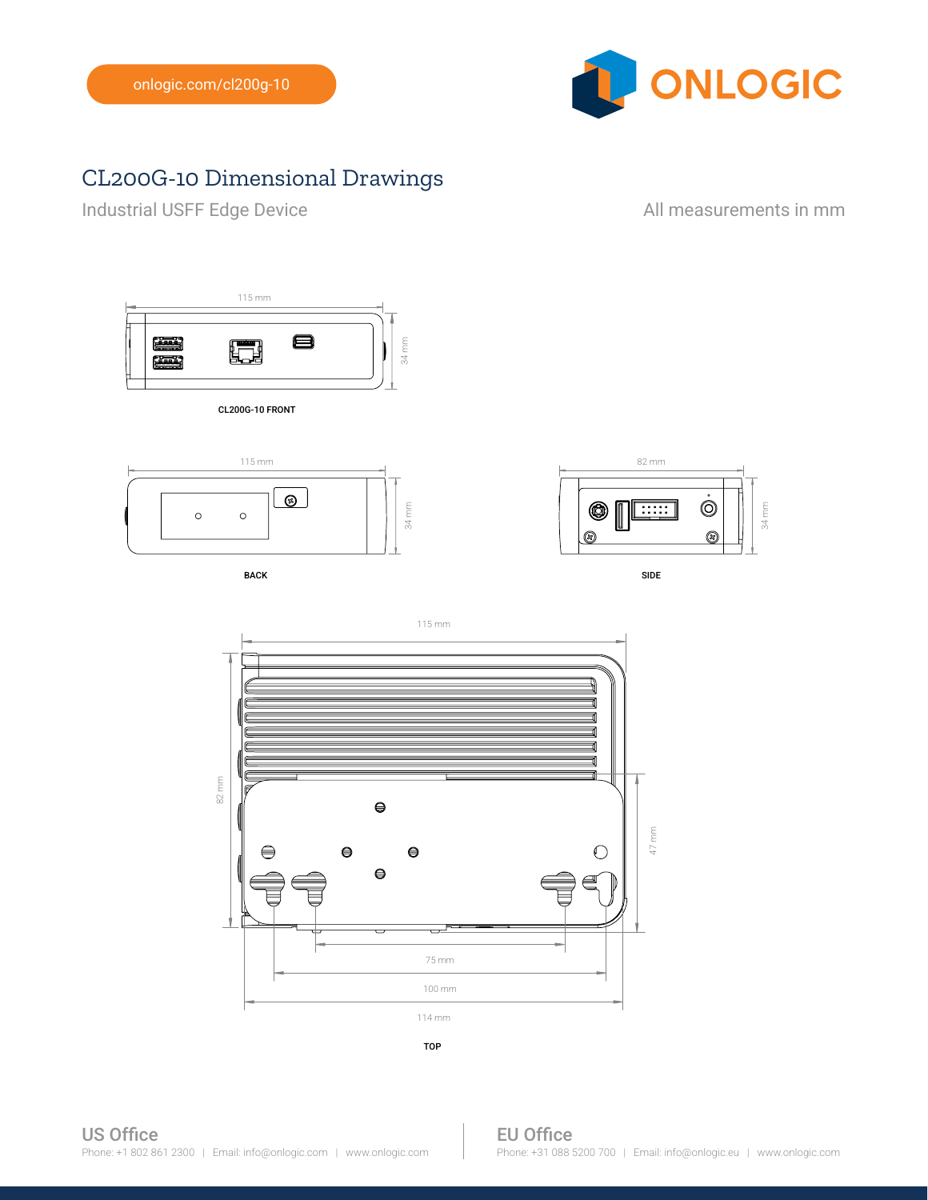onlogic.com/cl200g-10

# CL200G-10 Dimensional Drawings

Industrial USFF Edge Device

All measurements in mm

115 mm

34 mm

**CL200G-10 FRONT**

115 mm

34 mm

**BACK**

82 mm

34 mm

**SIDE**

115 mm

82 mm

47 mm

75 mm

100 mm

114 mm

**TOP**

## US Office

Phone: +1 802 861 2300 | Email: info@onlogic.com | www.onlogic.com

## EU Office

Phone: +31 088 5200 700 | Email: info@onlogic.eu | www.onlogic.com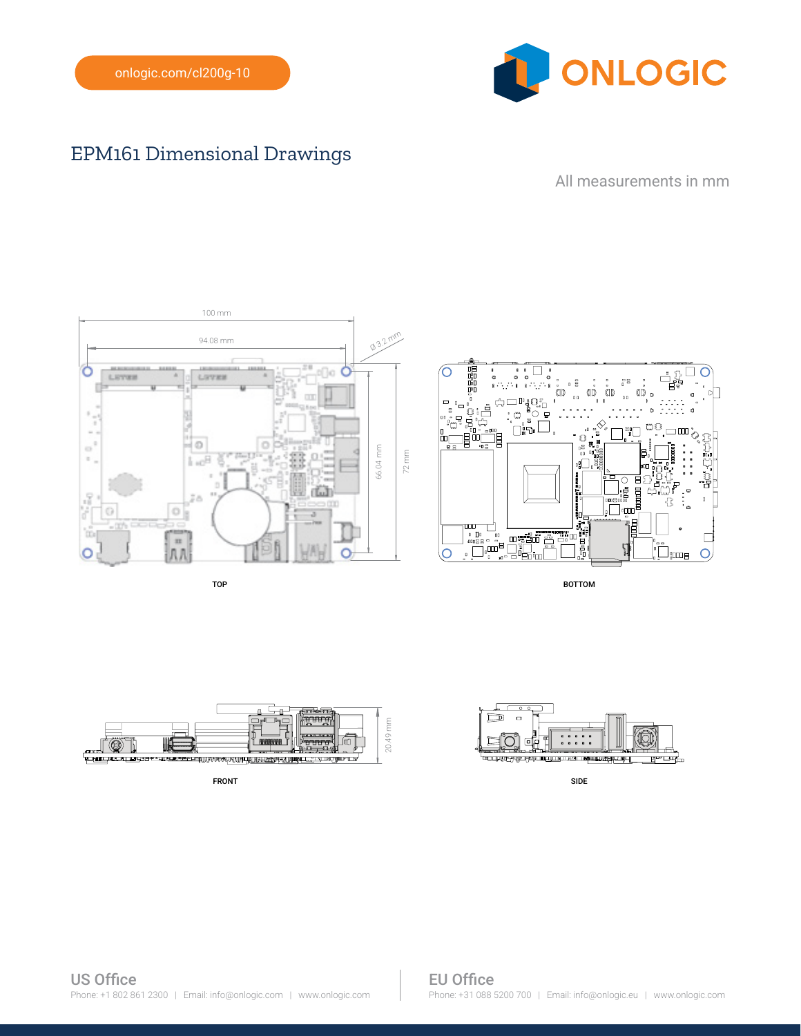onlogic.com/cl200g-10

# EPM161 Dimensional Drawings

All measurements in mm

100 mm

94.08 mm

Ø 3.2 mm

66.04 mm

72 mm

TOP

BOTTOM

20.49 mm

FRONT

SIDE

**US Office**
Phone: +1 802 861 2300 | Email: info@onlogic.com | www.onlogic.com

**EU Office**
Phone: +31 088 5200 700 | Email: info@onlogic.eu | www.onlogic.com